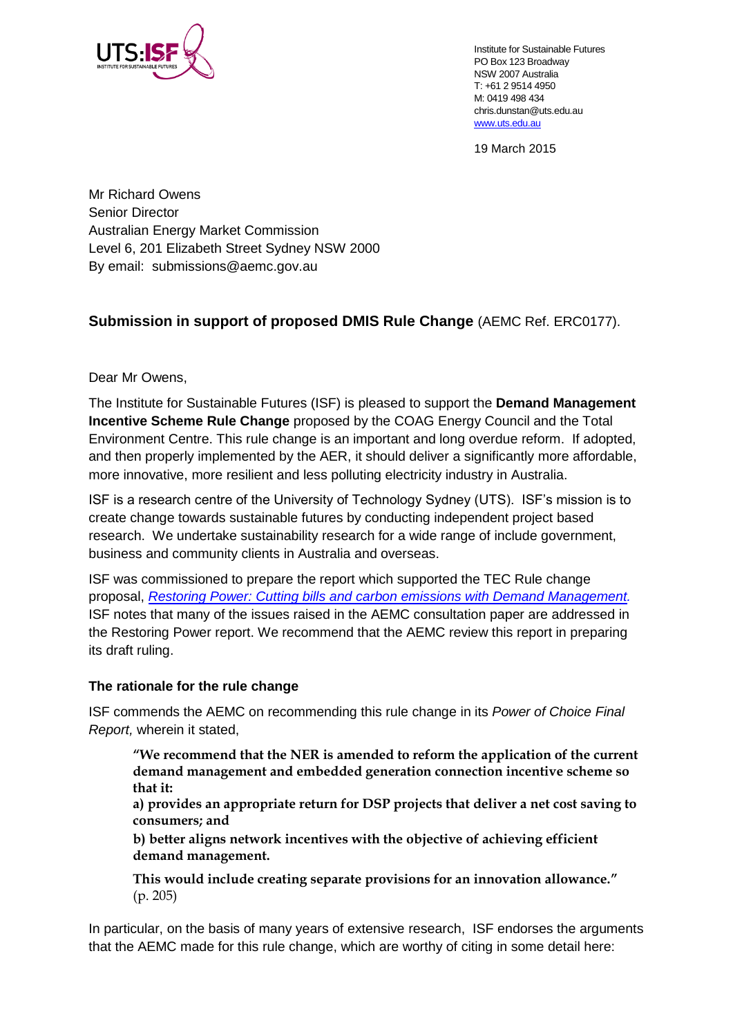Institute for Sustainable Futures
PO Box 123 Broadway
NSW 2007 Australia
T: +61 2 9514 4950
M: 0419 498 434
chris.dunstan@uts.edu.au
www.uts.edu.au

19 March 2015

Mr Richard Owens
Senior Director
Australian Energy Market Commission
Level 6, 201 Elizabeth Street Sydney NSW 2000
By email: submissions@aemc.gov.au

## **Submission in support of proposed DMIS Rule Change** (AEMC Ref. ERC0177).

Dear Mr Owens,

The Institute for Sustainable Futures (ISF) is pleased to support the **Demand Management Incentive Scheme Rule Change** proposed by the COAG Energy Council and the Total Environment Centre. This rule change is an important and long overdue reform. If adopted, and then properly implemented by the AER, it should deliver a significantly more affordable, more innovative, more resilient and less polluting electricity industry in Australia.

ISF is a research centre of the University of Technology Sydney (UTS). ISF's mission is to create change towards sustainable futures by conducting independent project based research. We undertake sustainability research for a wide range of include government, business and community clients in Australia and overseas.

ISF was commissioned to prepare the report which supported the TEC Rule change proposal, *Restoring Power: Cutting bills and carbon emissions with Demand Management.* ISF notes that many of the issues raised in the AEMC consultation paper are addressed in the Restoring Power report. We recommend that the AEMC review this report in preparing its draft ruling.

### **The rationale for the rule change**

ISF commends the AEMC on recommending this rule change in its *Power of Choice Final Report,* wherein it stated,

> **"We recommend that the NER is amended to reform the application of the current demand management and embedded generation connection incentive scheme so that it:**
>
> **a) provides an appropriate return for DSP projects that deliver a net cost saving to consumers; and**
>
> **b) better aligns network incentives with the objective of achieving efficient demand management.**
>
> **This would include creating separate provisions for an innovation allowance."** (p. 205)

In particular, on the basis of many years of extensive research, ISF endorses the arguments that the AEMC made for this rule change, which are worthy of citing in some detail here: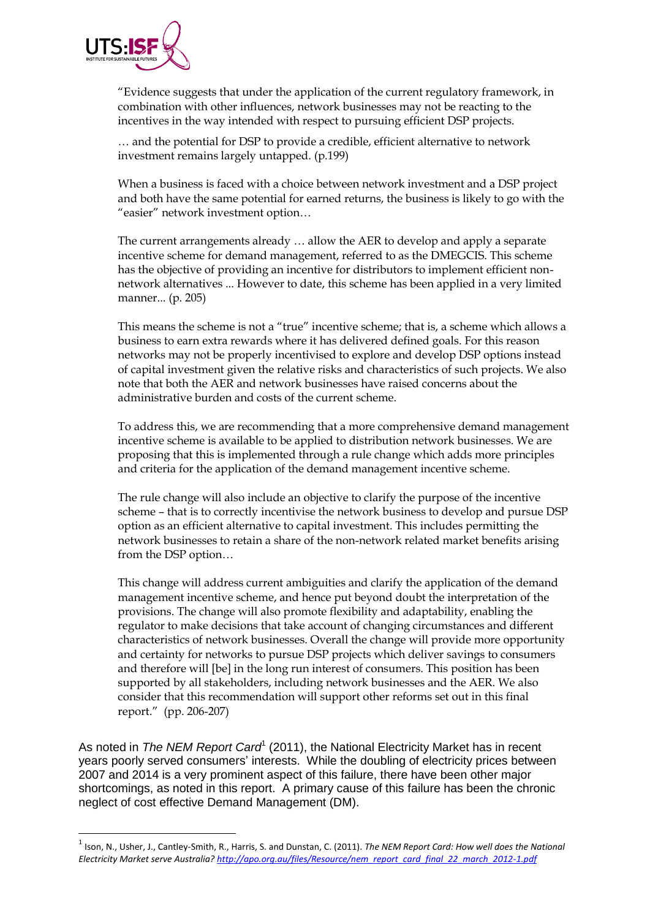> "Evidence suggests that under the application of the current regulatory framework, in combination with other influences, network businesses may not be reacting to the incentives in the way intended with respect to pursuing efficient DSP projects.
>
> … and the potential for DSP to provide a credible, efficient alternative to network investment remains largely untapped. (p.199)
>
> When a business is faced with a choice between network investment and a DSP project and both have the same potential for earned returns, the business is likely to go with the "easier" network investment option…
>
> The current arrangements already … allow the AER to develop and apply a separate incentive scheme for demand management, referred to as the DMEGCIS. This scheme has the objective of providing an incentive for distributors to implement efficient non-network alternatives ... However to date, this scheme has been applied in a very limited manner... (p. 205)
>
> This means the scheme is not a "true" incentive scheme; that is, a scheme which allows a business to earn extra rewards where it has delivered defined goals. For this reason networks may not be properly incentivised to explore and develop DSP options instead of capital investment given the relative risks and characteristics of such projects. We also note that both the AER and network businesses have raised concerns about the administrative burden and costs of the current scheme.
>
> To address this, we are recommending that a more comprehensive demand management incentive scheme is available to be applied to distribution network businesses. We are proposing that this is implemented through a rule change which adds more principles and criteria for the application of the demand management incentive scheme.
>
> The rule change will also include an objective to clarify the purpose of the incentive scheme – that is to correctly incentivise the network business to develop and pursue DSP option as an efficient alternative to capital investment. This includes permitting the network businesses to retain a share of the non-network related market benefits arising from the DSP option…
>
> This change will address current ambiguities and clarify the application of the demand management incentive scheme, and hence put beyond doubt the interpretation of the provisions. The change will also promote flexibility and adaptability, enabling the regulator to make decisions that take account of changing circumstances and different characteristics of network businesses. Overall the change will provide more opportunity and certainty for networks to pursue DSP projects which deliver savings to consumers and therefore will [be] in the long run interest of consumers. This position has been supported by all stakeholders, including network businesses and the AER. We also consider that this recommendation will support other reforms set out in this final report." (pp. 206-207)

As noted in *The NEM Report Card*[1] (2011), the National Electricity Market has in recent years poorly served consumers' interests. While the doubling of electricity prices between 2007 and 2014 is a very prominent aspect of this failure, there have been other major shortcomings, as noted in this report. A primary cause of this failure has been the chronic neglect of cost effective Demand Management (DM).

[1] Ison, N., Usher, J., Cantley-Smith, R., Harris, S. and Dunstan, C. (2011). *The NEM Report Card: How well does the National Electricity Market serve Australia?* http://apo.org.au/files/Resource/nem_report_card_final_22_march_2012-1.pdf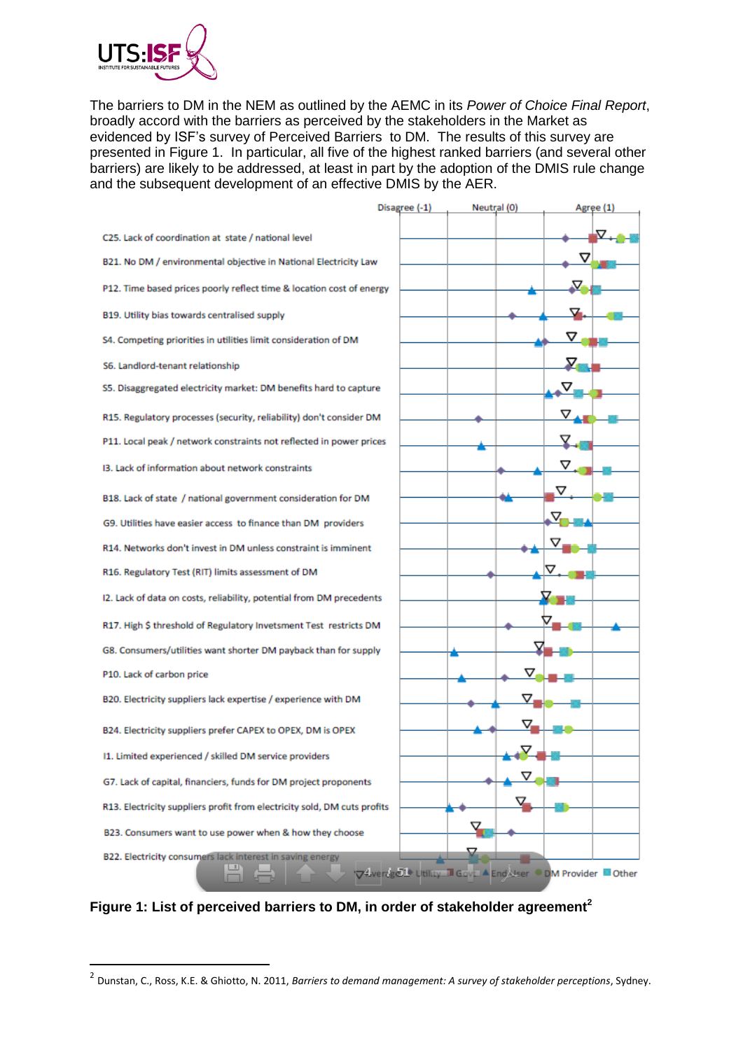The barriers to DM in the NEM as outlined by the AEMC in its *Power of Choice Final Report*, broadly accord with the barriers as perceived by the stakeholders in the Market as evidenced by ISF's survey of Perceived Barriers to DM. The results of this survey are presented in Figure 1. In particular, all five of the highest ranked barriers (and several other barriers) are likely to be addressed, at least in part by the adoption of the DMIS rule change and the subsequent development of an effective DMIS by the AER.

**Figure 1: List of perceived barriers to DM, in order of stakeholder agreement[2]**

---

[2] Dunstan, C., Ross, K.E. & Ghiotto, N. 2011, *Barriers to demand management: A survey of stakeholder perceptions*, Sydney.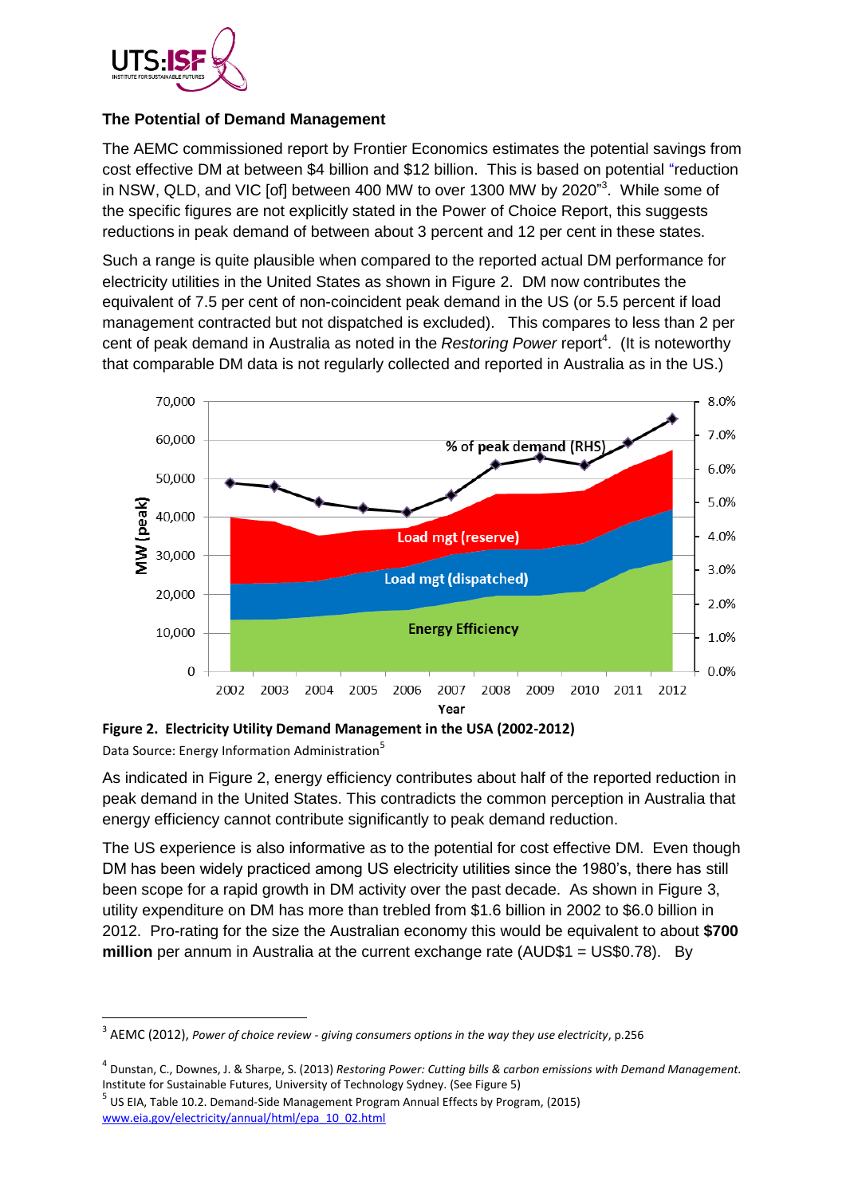## The Potential of Demand Management

The AEMC commissioned report by Frontier Economics estimates the potential savings from cost effective DM at between $4 billion and $12 billion. This is based on potential "reduction in NSW, QLD, and VIC [of] between 400 MW to over 1300 MW by 2020"[3]. While some of the specific figures are not explicitly stated in the Power of Choice Report, this suggests reductions in peak demand of between about 3 percent and 12 per cent in these states.

Such a range is quite plausible when compared to the reported actual DM performance for electricity utilities in the United States as shown in Figure 2. DM now contributes the equivalent of 7.5 per cent of non-coincident peak demand in the US (or 5.5 percent if load management contracted but not dispatched is excluded). This compares to less than 2 per cent of peak demand in Australia as noted in the *Restoring Power* report[4]. (It is noteworthy that comparable DM data is not regularly collected and reported in Australia as in the US.)

**Figure 2. Electricity Utility Demand Management in the USA (2002-2012)**

Data Source: Energy Information Administration[5]

As indicated in Figure 2, energy efficiency contributes about half of the reported reduction in peak demand in the United States. This contradicts the common perception in Australia that energy efficiency cannot contribute significantly to peak demand reduction.

The US experience is also informative as to the potential for cost effective DM. Even though DM has been widely practiced among US electricity utilities since the 1980's, there has still been scope for a rapid growth in DM activity over the past decade. As shown in Figure 3, utility expenditure on DM has more than trebled from $1.6 billion in 2002 to $6.0 billion in 2012. Pro-rating for the size the Australian economy this would be equivalent to about **$700 million** per annum in Australia at the current exchange rate (AUD$1 = US$0.78). By

---

[3] AEMC (2012), *Power of choice review - giving consumers options in the way they use electricity*, p.256

[4] Dunstan, C., Downes, J. & Sharpe, S. (2013) *Restoring Power: Cutting bills & carbon emissions with Demand Management.* Institute for Sustainable Futures, University of Technology Sydney. (See Figure 5)

[5] US EIA, Table 10.2. Demand-Side Management Program Annual Effects by Program, (2015) www.eia.gov/electricity/annual/html/epa_10_02.html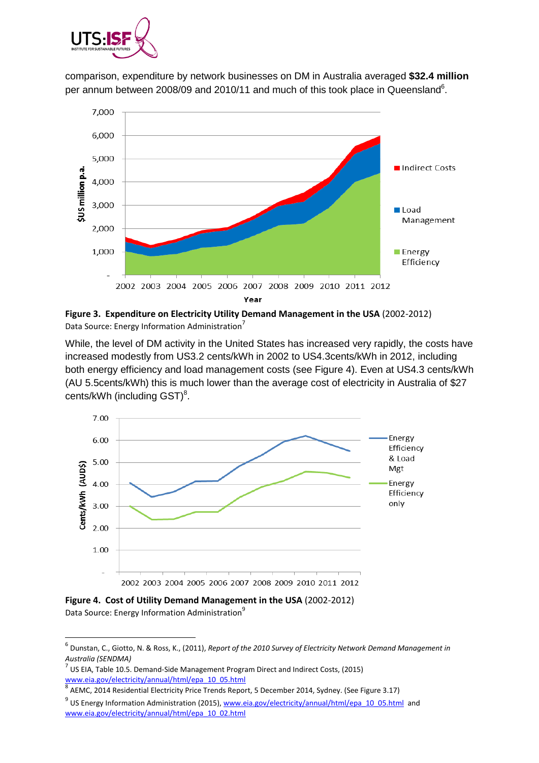comparison, expenditure by network businesses on DM in Australia averaged **$32.4 million** per annum between 2008/09 and 2010/11 and much of this took place in Queensland[6].

**Figure 3. Expenditure on Electricity Utility Demand Management in the USA** (2002-2012)
Data Source: Energy Information Administration[7]

While, the level of DM activity in the United States has increased very rapidly, the costs have increased modestly from US3.2 cents/kWh in 2002 to US4.3cents/kWh in 2012, including both energy efficiency and load management costs (see Figure 4). Even at US4.3 cents/kWh (AU 5.5cents/kWh) this is much lower than the average cost of electricity in Australia of $27 cents/kWh (including GST)[8].

**Figure 4. Cost of Utility Demand Management in the USA** (2002-2012)
Data Source: Energy Information Administration[9]

---

[6] Dunstan, C., Giotto, N. & Ross, K., (2011), *Report of the 2010 Survey of Electricity Network Demand Management in Australia (SENDMA)*

[7] US EIA, Table 10.5. Demand-Side Management Program Direct and Indirect Costs, (2015) www.eia.gov/electricity/annual/html/epa_10_05.html

[8] AEMC, 2014 Residential Electricity Price Trends Report, 5 December 2014, Sydney. (See Figure 3.17)

[9] US Energy Information Administration (2015), www.eia.gov/electricity/annual/html/epa_10_05.html and www.eia.gov/electricity/annual/html/epa_10_02.html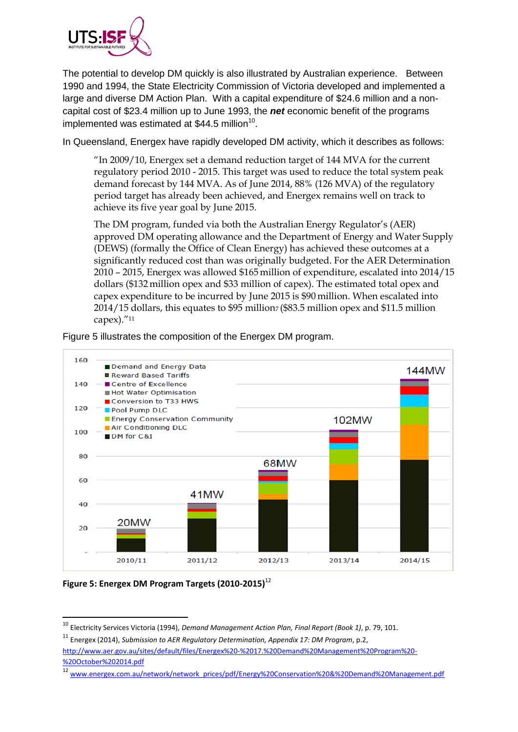The potential to develop DM quickly is also illustrated by Australian experience. Between 1990 and 1994, the State Electricity Commission of Victoria developed and implemented a large and diverse DM Action Plan. With a capital expenditure of $24.6 million and a non-capital cost of $23.4 million up to June 1993, the ***net*** economic benefit of the programs implemented was estimated at $44.5 million[10].

In Queensland, Energex have rapidly developed DM activity, which it describes as follows:

> "In 2009/10, Energex set a demand reduction target of 144 MVA for the current regulatory period 2010 - 2015. This target was used to reduce the total system peak demand forecast by 144 MVA. As of June 2014, 88% (126 MVA) of the regulatory period target has already been achieved, and Energex remains well on track to achieve its five year goal by June 2015.
>
> The DM program, funded via both the Australian Energy Regulator's (AER) approved DM operating allowance and the Department of Energy and Water Supply (DEWS) (formally the Office of Clean Energy) has achieved these outcomes at a significantly reduced cost than was originally budgeted. For the AER Determination 2010 – 2015, Energex was allowed $165 million of expenditure, escalated into 2014/15 dollars ($132 million opex and $33 million of capex). The estimated total opex and capex expenditure to be incurred by June 2015 is $90 million. When escalated into 2014/15 dollars, this equates to $95 million7 ($83.5 million opex and $11.5 million capex)."[11]

Figure 5 illustrates the composition of the Energex DM program.

| | 2010/11 | 2011/12 | 2012/13 | 2013/14 | 2014/15 |
|---|---|---|---|---|---|
| Total | 20MW | 41MW | 68MW | 102MW | 144MW |

Legend: Demand and Energy Data; Reward Based Tariffs; Centre of Excellence; Hot Water Optimisation; Conversion to T33 HWS; Pool Pump DLC; Energy Conservation Community; Air Conditioning DLC; DM for C&I

**Figure 5: Energex DM Program Targets (2010-2015)**[12]

---

[10] Electricity Services Victoria (1994), *Demand Management Action Plan, Final Report (Book 1)*, p. 79, 101.

[11] Energex (2014), *Submission to AER Regulatory Determination, Appendix 17: DM Program*, p.2, http://www.aer.gov.au/sites/default/files/Energex%20-%2017.%20Demand%20Management%20Program%20-%20October%202014.pdf

[12] www.energex.com.au/network/network_prices/pdf/Energy%20Conservation%20&%20Demand%20Management.pdf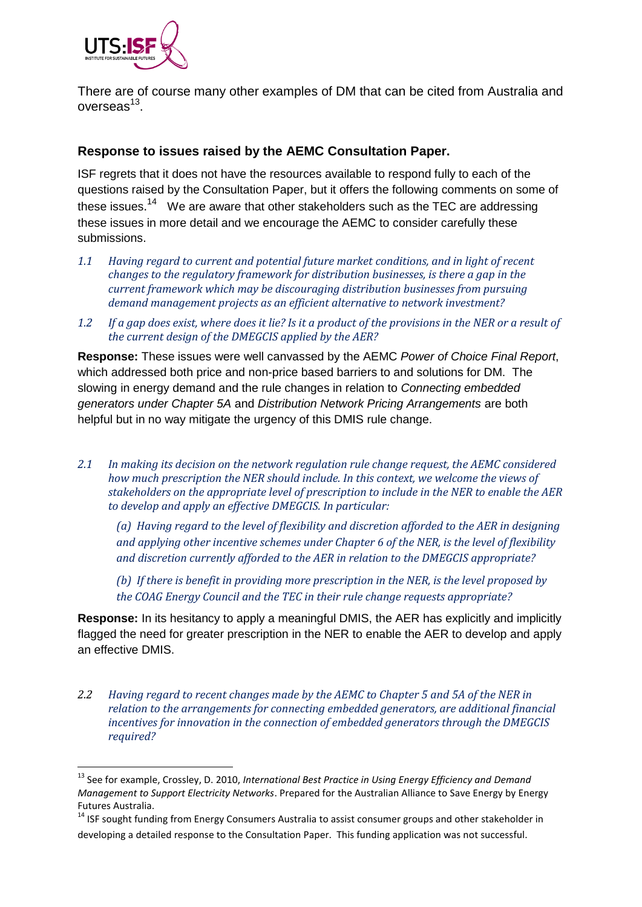There are of course many other examples of DM that can be cited from Australia and overseas[13].

### Response to issues raised by the AEMC Consultation Paper.

ISF regrets that it does not have the resources available to respond fully to each of the questions raised by the Consultation Paper, but it offers the following comments on some of these issues.[14] We are aware that other stakeholders such as the TEC are addressing these issues in more detail and we encourage the AEMC to consider carefully these submissions.

*1.1 Having regard to current and potential future market conditions, and in light of recent changes to the regulatory framework for distribution businesses, is there a gap in the current framework which may be discouraging distribution businesses from pursuing demand management projects as an efficient alternative to network investment?*

*1.2 If a gap does exist, where does it lie? Is it a product of the provisions in the NER or a result of the current design of the DMEGCIS applied by the AER?*

**Response:** These issues were well canvassed by the AEMC *Power of Choice Final Report*, which addressed both price and non-price based barriers to and solutions for DM. The slowing in energy demand and the rule changes in relation to *Connecting embedded generators under Chapter 5A* and *Distribution Network Pricing Arrangements* are both helpful but in no way mitigate the urgency of this DMIS rule change.

*2.1 In making its decision on the network regulation rule change request, the AEMC considered how much prescription the NER should include. In this context, we welcome the views of stakeholders on the appropriate level of prescription to include in the NER to enable the AER to develop and apply an effective DMEGCIS. In particular:*

*(a) Having regard to the level of flexibility and discretion afforded to the AER in designing and applying other incentive schemes under Chapter 6 of the NER, is the level of flexibility and discretion currently afforded to the AER in relation to the DMEGCIS appropriate?*

*(b) If there is benefit in providing more prescription in the NER, is the level proposed by the COAG Energy Council and the TEC in their rule change requests appropriate?*

**Response:** In its hesitancy to apply a meaningful DMIS, the AER has explicitly and implicitly flagged the need for greater prescription in the NER to enable the AER to develop and apply an effective DMIS.

*2.2 Having regard to recent changes made by the AEMC to Chapter 5 and 5A of the NER in relation to the arrangements for connecting embedded generators, are additional financial incentives for innovation in the connection of embedded generators through the DMEGCIS required?*

---

[13] See for example, Crossley, D. 2010, *International Best Practice in Using Energy Efficiency and Demand Management to Support Electricity Networks*. Prepared for the Australian Alliance to Save Energy by Energy Futures Australia.

[14] ISF sought funding from Energy Consumers Australia to assist consumer groups and other stakeholder in developing a detailed response to the Consultation Paper. This funding application was not successful.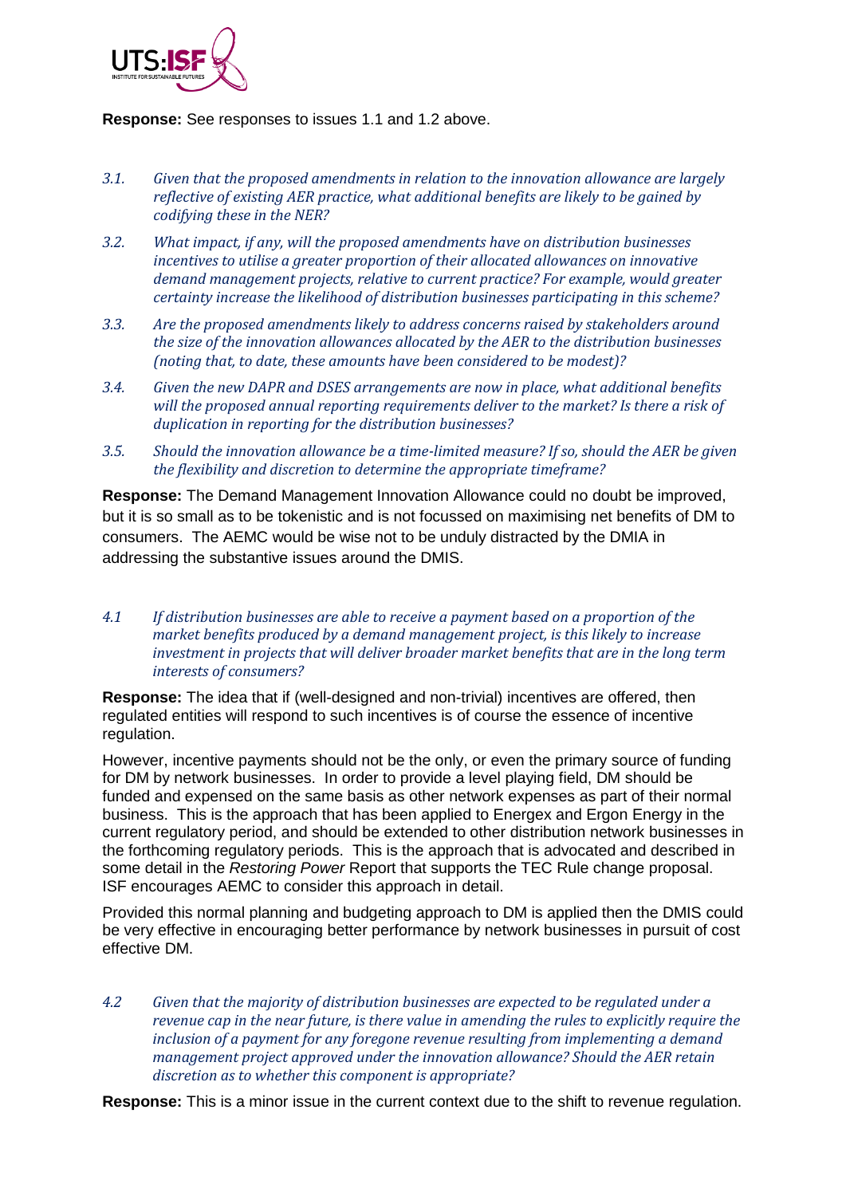**Response:** See responses to issues 1.1 and 1.2 above.

*3.1. Given that the proposed amendments in relation to the innovation allowance are largely reflective of existing AER practice, what additional benefits are likely to be gained by codifying these in the NER?*

*3.2. What impact, if any, will the proposed amendments have on distribution businesses incentives to utilise a greater proportion of their allocated allowances on innovative demand management projects, relative to current practice? For example, would greater certainty increase the likelihood of distribution businesses participating in this scheme?*

*3.3. Are the proposed amendments likely to address concerns raised by stakeholders around the size of the innovation allowances allocated by the AER to the distribution businesses (noting that, to date, these amounts have been considered to be modest)?*

*3.4. Given the new DAPR and DSES arrangements are now in place, what additional benefits will the proposed annual reporting requirements deliver to the market? Is there a risk of duplication in reporting for the distribution businesses?*

*3.5. Should the innovation allowance be a time-limited measure? If so, should the AER be given the flexibility and discretion to determine the appropriate timeframe?*

**Response:** The Demand Management Innovation Allowance could no doubt be improved, but it is so small as to be tokenistic and is not focussed on maximising net benefits of DM to consumers. The AEMC would be wise not to be unduly distracted by the DMIA in addressing the substantive issues around the DMIS.

*4.1 If distribution businesses are able to receive a payment based on a proportion of the market benefits produced by a demand management project, is this likely to increase investment in projects that will deliver broader market benefits that are in the long term interests of consumers?*

**Response:** The idea that if (well-designed and non-trivial) incentives are offered, then regulated entities will respond to such incentives is of course the essence of incentive regulation.

However, incentive payments should not be the only, or even the primary source of funding for DM by network businesses. In order to provide a level playing field, DM should be funded and expensed on the same basis as other network expenses as part of their normal business. This is the approach that has been applied to Energex and Ergon Energy in the current regulatory period, and should be extended to other distribution network businesses in the forthcoming regulatory periods. This is the approach that is advocated and described in some detail in the *Restoring Power* Report that supports the TEC Rule change proposal. ISF encourages AEMC to consider this approach in detail.

Provided this normal planning and budgeting approach to DM is applied then the DMIS could be very effective in encouraging better performance by network businesses in pursuit of cost effective DM.

*4.2 Given that the majority of distribution businesses are expected to be regulated under a revenue cap in the near future, is there value in amending the rules to explicitly require the inclusion of a payment for any foregone revenue resulting from implementing a demand management project approved under the innovation allowance? Should the AER retain discretion as to whether this component is appropriate?*

**Response:** This is a minor issue in the current context due to the shift to revenue regulation.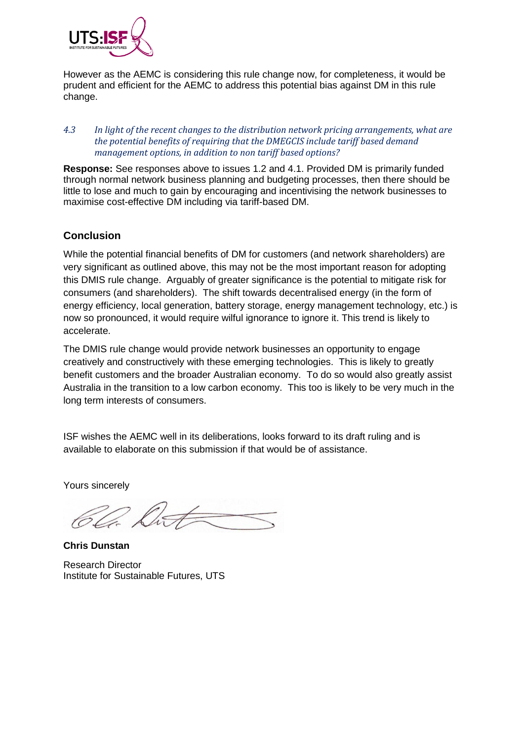However as the AEMC is considering this rule change now, for completeness, it would be prudent and efficient for the AEMC to address this potential bias against DM in this rule change.

*4.3 In light of the recent changes to the distribution network pricing arrangements, what are the potential benefits of requiring that the DMEGCIS include tariff based demand management options, in addition to non tariff based options?*

**Response:** See responses above to issues 1.2 and 4.1. Provided DM is primarily funded through normal network business planning and budgeting processes, then there should be little to lose and much to gain by encouraging and incentivising the network businesses to maximise cost-effective DM including via tariff-based DM.

## Conclusion

While the potential financial benefits of DM for customers (and network shareholders) are very significant as outlined above, this may not be the most important reason for adopting this DMIS rule change. Arguably of greater significance is the potential to mitigate risk for consumers (and shareholders). The shift towards decentralised energy (in the form of energy efficiency, local generation, battery storage, energy management technology, etc.) is now so pronounced, it would require wilful ignorance to ignore it. This trend is likely to accelerate.

The DMIS rule change would provide network businesses an opportunity to engage creatively and constructively with these emerging technologies. This is likely to greatly benefit customers and the broader Australian economy. To do so would also greatly assist Australia in the transition to a low carbon economy. This too is likely to be very much in the long term interests of consumers.

ISF wishes the AEMC well in its deliberations, looks forward to its draft ruling and is available to elaborate on this submission if that would be of assistance.

Yours sincerely

**Chris Dunstan**

Research Director
Institute for Sustainable Futures, UTS